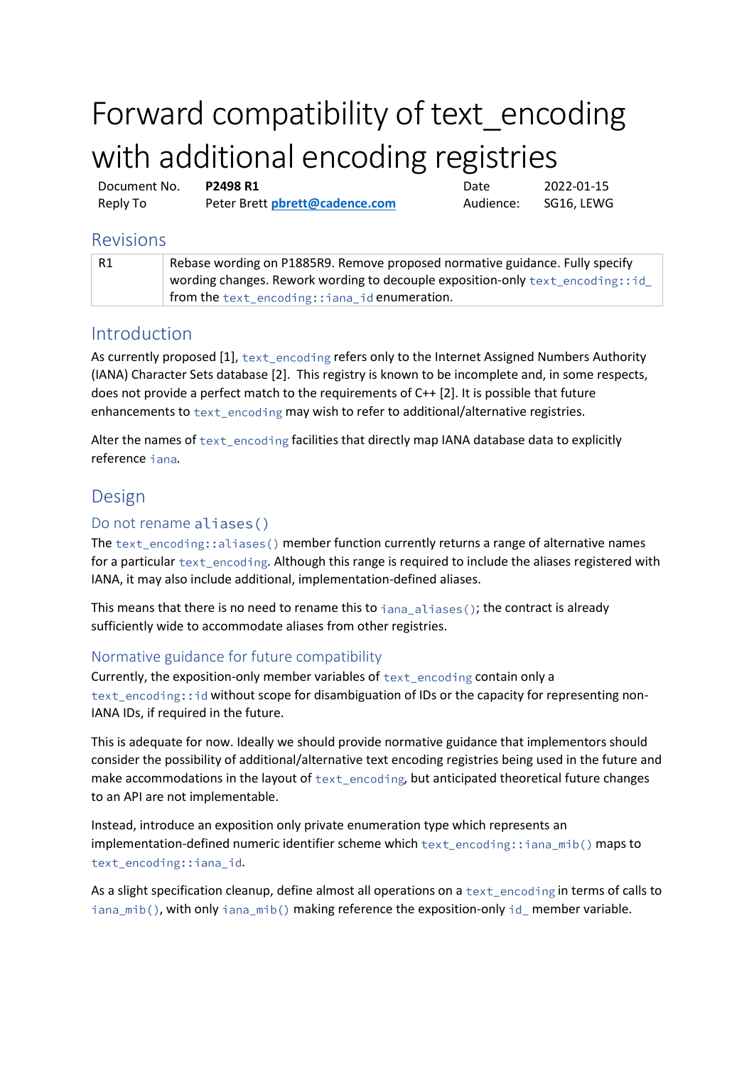# Forward compatibility of text_encoding with additional encoding registries

| Document No. | **P2498 R1** | Date | 2022-01-15 |
|---|---|---|---|
| Reply To | Peter Brett **pbrett@cadence.com** | Audience: | SG16, LEWG |

## Revisions

| | |
|---|---|
| R1 | Rebase wording on P1885R9. Remove proposed normative guidance. Fully specify wording changes. Rework wording to decouple exposition-only `text_encoding::id_` from the `text_encoding::iana_id` enumeration. |

## Introduction

As currently proposed [1], `text_encoding` refers only to the Internet Assigned Numbers Authority (IANA) Character Sets database [2]. This registry is known to be incomplete and, in some respects, does not provide a perfect match to the requirements of C++ [2]. It is possible that future enhancements to `text_encoding` may wish to refer to additional/alternative registries.

Alter the names of `text_encoding` facilities that directly map IANA database data to explicitly reference `iana`.

## Design

### Do not rename `aliases()`

The `text_encoding::aliases()` member function currently returns a range of alternative names for a particular `text_encoding`. Although this range is required to include the aliases registered with IANA, it may also include additional, implementation-defined aliases.

This means that there is no need to rename this to `iana_aliases()`; the contract is already sufficiently wide to accommodate aliases from other registries.

### Normative guidance for future compatibility

Currently, the exposition-only member variables of `text_encoding` contain only a `text_encoding::id` without scope for disambiguation of IDs or the capacity for representing non-IANA IDs, if required in the future.

This is adequate for now. Ideally we should provide normative guidance that implementors should consider the possibility of additional/alternative text encoding registries being used in the future and make accommodations in the layout of `text_encoding`, but anticipated theoretical future changes to an API are not implementable.

Instead, introduce an exposition only private enumeration type which represents an implementation-defined numeric identifier scheme which `text_encoding::iana_mib()` maps to `text_encoding::iana_id`.

As a slight specification cleanup, define almost all operations on a `text_encoding` in terms of calls to `iana_mib()`, with only `iana_mib()` making reference the exposition-only `id_` member variable.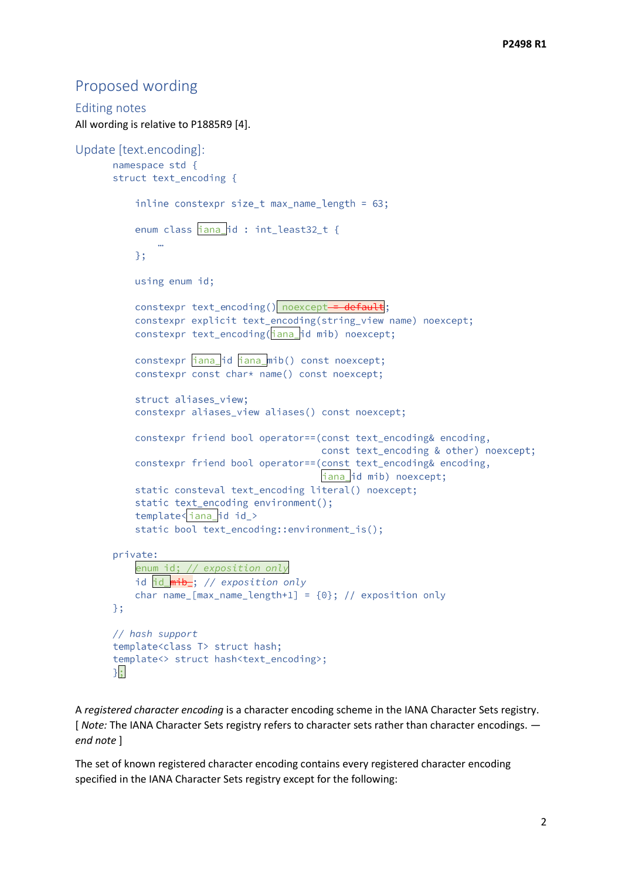# Proposed wording

## Editing notes

All wording is relative to P1885R9 [4].

## Update [text.encoding]:

```
namespace std {
struct text_encoding {

    inline constexpr size_t max_name_length = 63;

    enum class iana_id : int_least32_t {
        …
    };

    using enum id;

    constexpr text_encoding() noexcept = default;
    constexpr explicit text_encoding(string_view name) noexcept;
    constexpr text_encoding(iana_id mib) noexcept;

    constexpr iana_id iana_mib() const noexcept;
    constexpr const char* name() const noexcept;

    struct aliases_view;
    constexpr aliases_view aliases() const noexcept;

    constexpr friend bool operator==(const text_encoding& encoding,
                                     const text_encoding & other) noexcept;
    constexpr friend bool operator==(const text_encoding& encoding,
                                     iana_id mib) noexcept;
    static consteval text_encoding literal() noexcept;
    static text_encoding environment();
    template<iana_id id_>
    static bool text_encoding::environment_is();

private:
    enum id; // exposition only
    id id_mib_; // exposition only
    char name_[max_name_length+1] = {0}; // exposition only
};

// hash support
template<class T> struct hash;
template<> struct hash<text_encoding>;
};
```

A *registered character encoding* is a character encoding scheme in the IANA Character Sets registry. [ *Note:* The IANA Character Sets registry refers to character sets rather than character encodings. — *end note* ]

The set of known registered character encoding contains every registered character encoding specified in the IANA Character Sets registry except for the following: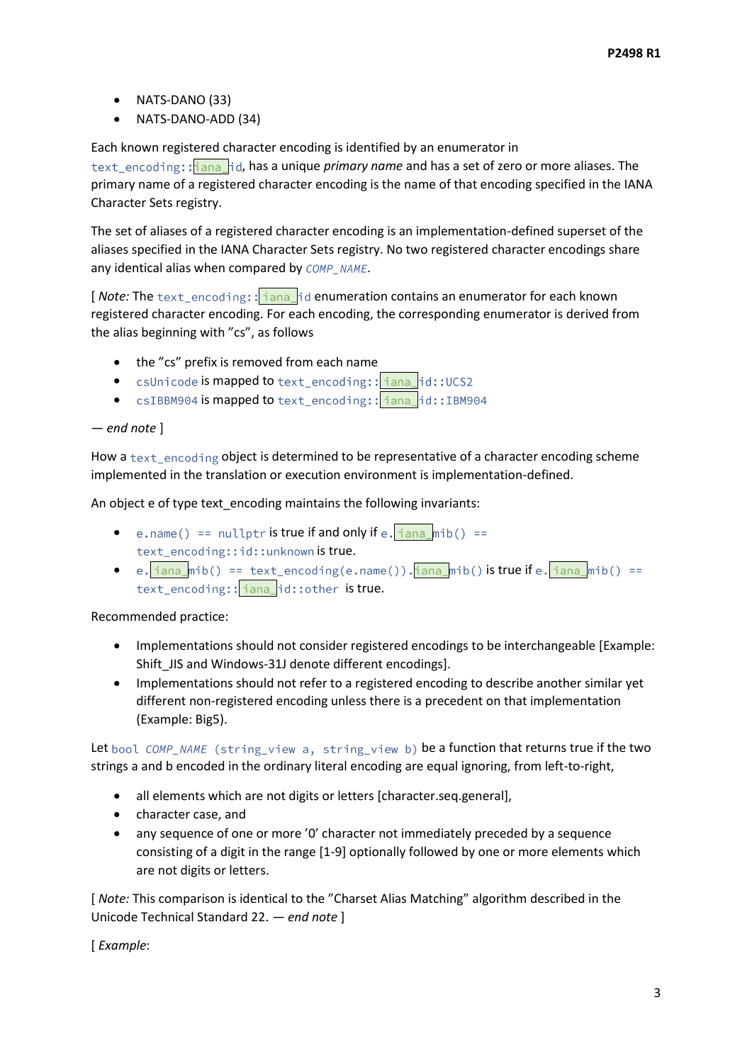- NATS-DANO (33)
- NATS-DANO-ADD (34)

Each known registered character encoding is identified by an enumerator in `text_encoding::iana_id`, has a unique *primary name* and has a set of zero or more aliases. The primary name of a registered character encoding is the name of that encoding specified in the IANA Character Sets registry.

The set of aliases of a registered character encoding is an implementation-defined superset of the aliases specified in the IANA Character Sets registry. No two registered character encodings share any identical alias when compared by *`COMP_NAME`*.

[ *Note:* The `text_encoding::iana_id` enumeration contains an enumerator for each known registered character encoding. For each encoding, the corresponding enumerator is derived from the alias beginning with "cs", as follows

- the "cs" prefix is removed from each name
- `csUnicode` is mapped to `text_encoding::iana_id::UCS2`
- `csIBBM904` is mapped to `text_encoding::iana_id::IBM904`

— *end note* ]

How a `text_encoding` object is determined to be representative of a character encoding scheme implemented in the translation or execution environment is implementation-defined.

An object e of type text_encoding maintains the following invariants:

- `e.name() == nullptr` is true if and only if `e.iana_mib() == text_encoding::id::unknown` is true.
- `e.iana_mib() == text_encoding(e.name()).iana_mib()` is true if `e.iana_mib() == text_encoding::iana_id::other` is true.

Recommended practice:

- Implementations should not consider registered encodings to be interchangeable [Example: Shift_JIS and Windows-31J denote different encodings].
- Implementations should not refer to a registered encoding to describe another similar yet different non-registered encoding unless there is a precedent on that implementation (Example: Big5).

Let `bool` *`COMP_NAME`* `(string_view a, string_view b)` be a function that returns true if the two strings a and b encoded in the ordinary literal encoding are equal ignoring, from left-to-right,

- all elements which are not digits or letters [character.seq.general],
- character case, and
- any sequence of one or more '0' character not immediately preceded by a sequence consisting of a digit in the range [1-9] optionally followed by one or more elements which are not digits or letters.

[ *Note:* This comparison is identical to the "Charset Alias Matching" algorithm described in the Unicode Technical Standard 22. — *end note* ]

[ *Example*: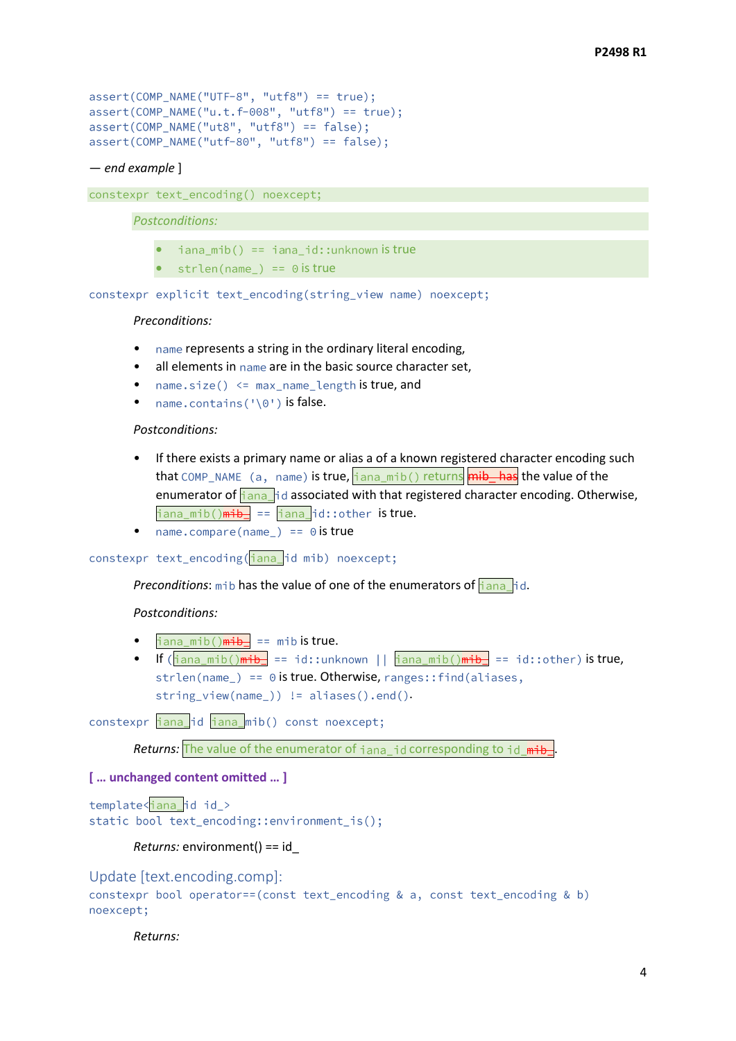```
assert(COMP_NAME("UTF-8", "utf8") == true);
assert(COMP_NAME("u.t.f-008", "utf8") == true);
assert(COMP_NAME("ut8", "utf8") == false);
assert(COMP_NAME("utf-80", "utf8") == false);
```

— *end example* ]

`constexpr text_encoding() noexcept;`

*Postconditions:*

- `iana_mib() == iana_id::unknown` is true
- `strlen(name_) == 0` is true

`constexpr explicit text_encoding(string_view name) noexcept;`

*Preconditions:*

- `name` represents a string in the ordinary literal encoding,
- all elements in `name` are in the basic source character set,
- `name.size() <= max_name_length` is true, and
- `name.contains('\0')` is false.

*Postconditions:*

- If there exists a primary name or alias a of a known registered character encoding such that `COMP_NAME (a, name)` is true, `iana_mib()` returns ~~`mib_` has~~ the value of the enumerator of `iana_id` associated with that registered character encoding. Otherwise, `iana_mib()`~~`mib_`~~ `== iana_id::other` is true.
- `name.compare(name_) == 0` is true

`constexpr text_encoding(iana_id mib) noexcept;`

*Preconditions*: `mib` has the value of one of the enumerators of `iana_id`.

*Postconditions:*

- `iana_mib()`~~`mib_`~~ `== mib` is true.
- If `(iana_mib()`~~`mib_`~~ `== id::unknown || iana_mib()`~~`mib_`~~ `== id::other)` is true, `strlen(name_) == 0` is true. Otherwise, `ranges::find(aliases, string_view(name_)) != aliases().end()`.

`constexpr iana_id iana_mib() const noexcept;`

*Returns:* The value of the enumerator of `iana_id` corresponding to `id_`~~`mib_`~~.

**[ … unchanged content omitted … ]**

```
template<iana_id id_>
static bool text_encoding::environment_is();
```

*Returns:* environment() == id_

## Update [text.encoding.comp]:

```
constexpr bool operator==(const text_encoding & a, const text_encoding & b)
noexcept;
```

*Returns:*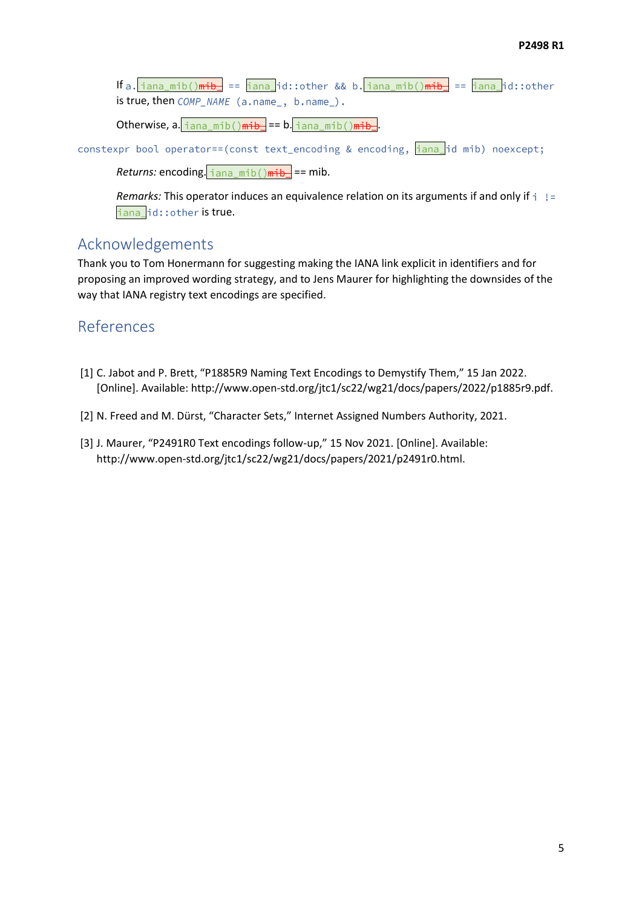If `a.iana_mib()mib_ == iana_id::other && b.iana_mib()mib_ == iana_id::other` is true, then `COMP_NAME (a.name_, b.name_).`

Otherwise, a.`iana_mib()mib_` == b.`iana_mib()mib_`.

```
constexpr bool operator==(const text_encoding & encoding, iana_id mib) noexcept;
```

*Returns:* encoding.`iana_mib()mib_` == mib.

*Remarks:* This operator induces an equivalence relation on its arguments if and only if `i != iana_id::other` is true.

## Acknowledgements

Thank you to Tom Honermann for suggesting making the IANA link explicit in identifiers and for proposing an improved wording strategy, and to Jens Maurer for highlighting the downsides of the way that IANA registry text encodings are specified.

## References

[1] C. Jabot and P. Brett, "P1885R9 Naming Text Encodings to Demystify Them," 15 Jan 2022. [Online]. Available: http://www.open-std.org/jtc1/sc22/wg21/docs/papers/2022/p1885r9.pdf.

[2] N. Freed and M. Dürst, "Character Sets," Internet Assigned Numbers Authority, 2021.

[3] J. Maurer, "P2491R0 Text encodings follow-up," 15 Nov 2021. [Online]. Available: http://www.open-std.org/jtc1/sc22/wg21/docs/papers/2021/p2491r0.html.